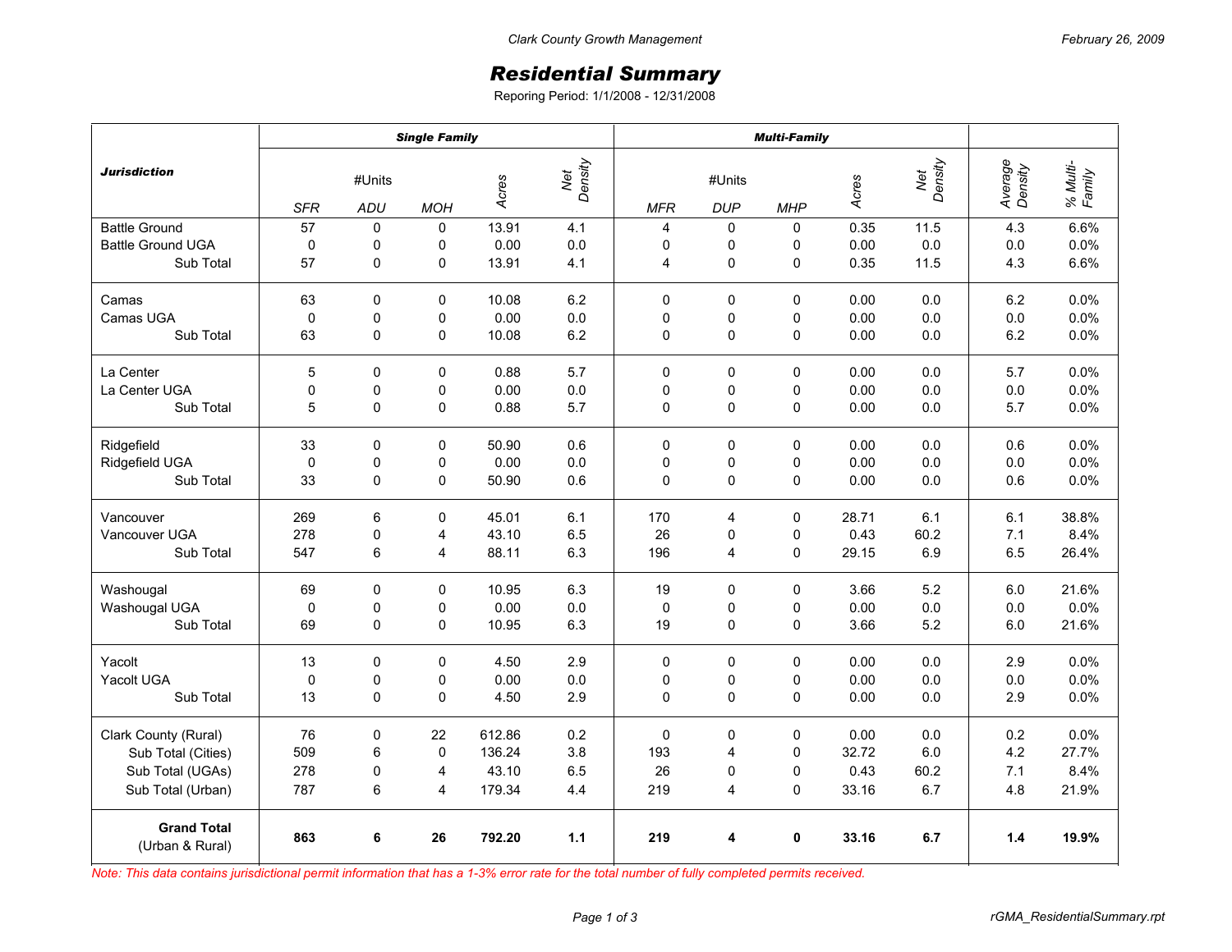*Clark County Growth Management*

# ***Residential Summary***

Reporing Period: 1/1/2008 - 12/31/2008

| *Jurisdiction* | *Single Family* | | | | | *Multi-Family* | | | | | | |
|---|---|---|---|---|---|---|---|---|---|---|---|---|
| | #Units | | | *Acres* | *Net Density* | #Units | | | *Acres* | *Net Density* | *Average Density* | *% Multi-Family* |
| | *SFR* | *ADU* | *MOH* | | | *MFR* | *DUP* | *MHP* | | | | |
| Battle Ground | 57 | 0 | 0 | 13.91 | 4.1 | 4 | 0 | 0 | 0.35 | 11.5 | 4.3 | 6.6% |
| Battle Ground UGA | 0 | 0 | 0 | 0.00 | 0.0 | 0 | 0 | 0 | 0.00 | 0.0 | 0.0 | 0.0% |
| Sub Total | 57 | 0 | 0 | 13.91 | 4.1 | 4 | 0 | 0 | 0.35 | 11.5 | 4.3 | 6.6% |
| Camas | 63 | 0 | 0 | 10.08 | 6.2 | 0 | 0 | 0 | 0.00 | 0.0 | 6.2 | 0.0% |
| Camas UGA | 0 | 0 | 0 | 0.00 | 0.0 | 0 | 0 | 0 | 0.00 | 0.0 | 0.0 | 0.0% |
| Sub Total | 63 | 0 | 0 | 10.08 | 6.2 | 0 | 0 | 0 | 0.00 | 0.0 | 6.2 | 0.0% |
| La Center | 5 | 0 | 0 | 0.88 | 5.7 | 0 | 0 | 0 | 0.00 | 0.0 | 5.7 | 0.0% |
| La Center UGA | 0 | 0 | 0 | 0.00 | 0.0 | 0 | 0 | 0 | 0.00 | 0.0 | 0.0 | 0.0% |
| Sub Total | 5 | 0 | 0 | 0.88 | 5.7 | 0 | 0 | 0 | 0.00 | 0.0 | 5.7 | 0.0% |
| Ridgefield | 33 | 0 | 0 | 50.90 | 0.6 | 0 | 0 | 0 | 0.00 | 0.0 | 0.6 | 0.0% |
| Ridgefield UGA | 0 | 0 | 0 | 0.00 | 0.0 | 0 | 0 | 0 | 0.00 | 0.0 | 0.0 | 0.0% |
| Sub Total | 33 | 0 | 0 | 50.90 | 0.6 | 0 | 0 | 0 | 0.00 | 0.0 | 0.6 | 0.0% |
| Vancouver | 269 | 6 | 0 | 45.01 | 6.1 | 170 | 4 | 0 | 28.71 | 6.1 | 6.1 | 38.8% |
| Vancouver UGA | 278 | 0 | 4 | 43.10 | 6.5 | 26 | 0 | 0 | 0.43 | 60.2 | 7.1 | 8.4% |
| Sub Total | 547 | 6 | 4 | 88.11 | 6.3 | 196 | 4 | 0 | 29.15 | 6.9 | 6.5 | 26.4% |
| Washougal | 69 | 0 | 0 | 10.95 | 6.3 | 19 | 0 | 0 | 3.66 | 5.2 | 6.0 | 21.6% |
| Washougal UGA | 0 | 0 | 0 | 0.00 | 0.0 | 0 | 0 | 0 | 0.00 | 0.0 | 0.0 | 0.0% |
| Sub Total | 69 | 0 | 0 | 10.95 | 6.3 | 19 | 0 | 0 | 3.66 | 5.2 | 6.0 | 21.6% |
| Yacolt | 13 | 0 | 0 | 4.50 | 2.9 | 0 | 0 | 0 | 0.00 | 0.0 | 2.9 | 0.0% |
| Yacolt UGA | 0 | 0 | 0 | 0.00 | 0.0 | 0 | 0 | 0 | 0.00 | 0.0 | 0.0 | 0.0% |
| Sub Total | 13 | 0 | 0 | 4.50 | 2.9 | 0 | 0 | 0 | 0.00 | 0.0 | 2.9 | 0.0% |
| Clark County (Rural) | 76 | 0 | 22 | 612.86 | 0.2 | 0 | 0 | 0 | 0.00 | 0.0 | 0.2 | 0.0% |
| Sub Total (Cities) | 509 | 6 | 0 | 136.24 | 3.8 | 193 | 4 | 0 | 32.72 | 6.0 | 4.2 | 27.7% |
| Sub Total (UGAs) | 278 | 0 | 4 | 43.10 | 6.5 | 26 | 0 | 0 | 0.43 | 60.2 | 7.1 | 8.4% |
| Sub Total (Urban) | 787 | 6 | 4 | 179.34 | 4.4 | 219 | 4 | 0 | 33.16 | 6.7 | 4.8 | 21.9% |
| **Grand Total** (Urban & Rural) | **863** | **6** | **26** | **792.20** | **1.1** | **219** | **4** | **0** | **33.16** | **6.7** | **1.4** | **19.9%** |

*Note: This data contains jurisdictional permit information that has a 1-3% error rate for the total number of fully completed permits received.*

rGMA_ResidentialSummary.rpt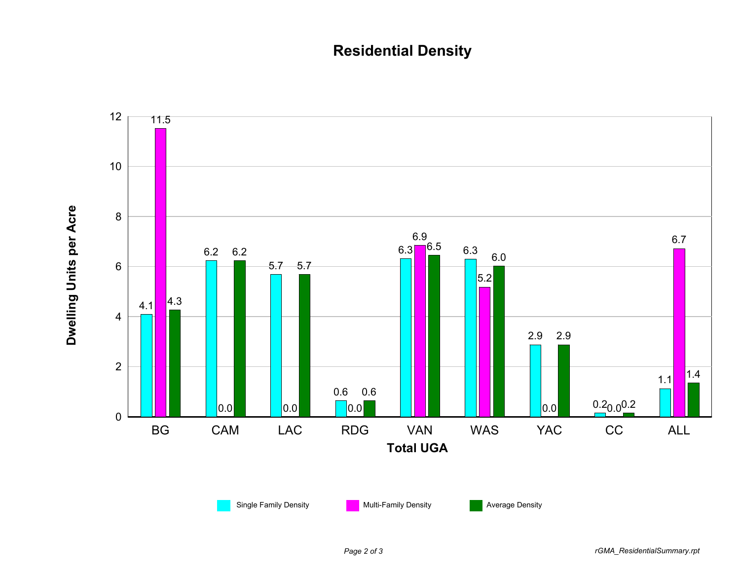# Residential Density

| Total UGA | Single Family Density | Multi-Family Density | Average Density |
|---|---|---|---|
| BG | 4.1 | 11.5 | 4.3 |
| CAM | 6.2 | 0.0 | 6.2 |
| LAC | 5.7 | 0.0 | 5.7 |
| RDG | 0.6 | 0.0 | 0.6 |
| VAN | 6.3 | 6.9 | 6.5 |
| WAS | 6.3 | 5.2 | 6.0 |
| YAC | 2.9 | 0.0 | 2.9 |
| CC | 0.2 | 0.0 | 0.2 |
| ALL | 1.1 | 6.7 | 1.4 |

Dwelling Units per Acre

*rGMA_ResidentialSummary.rpt*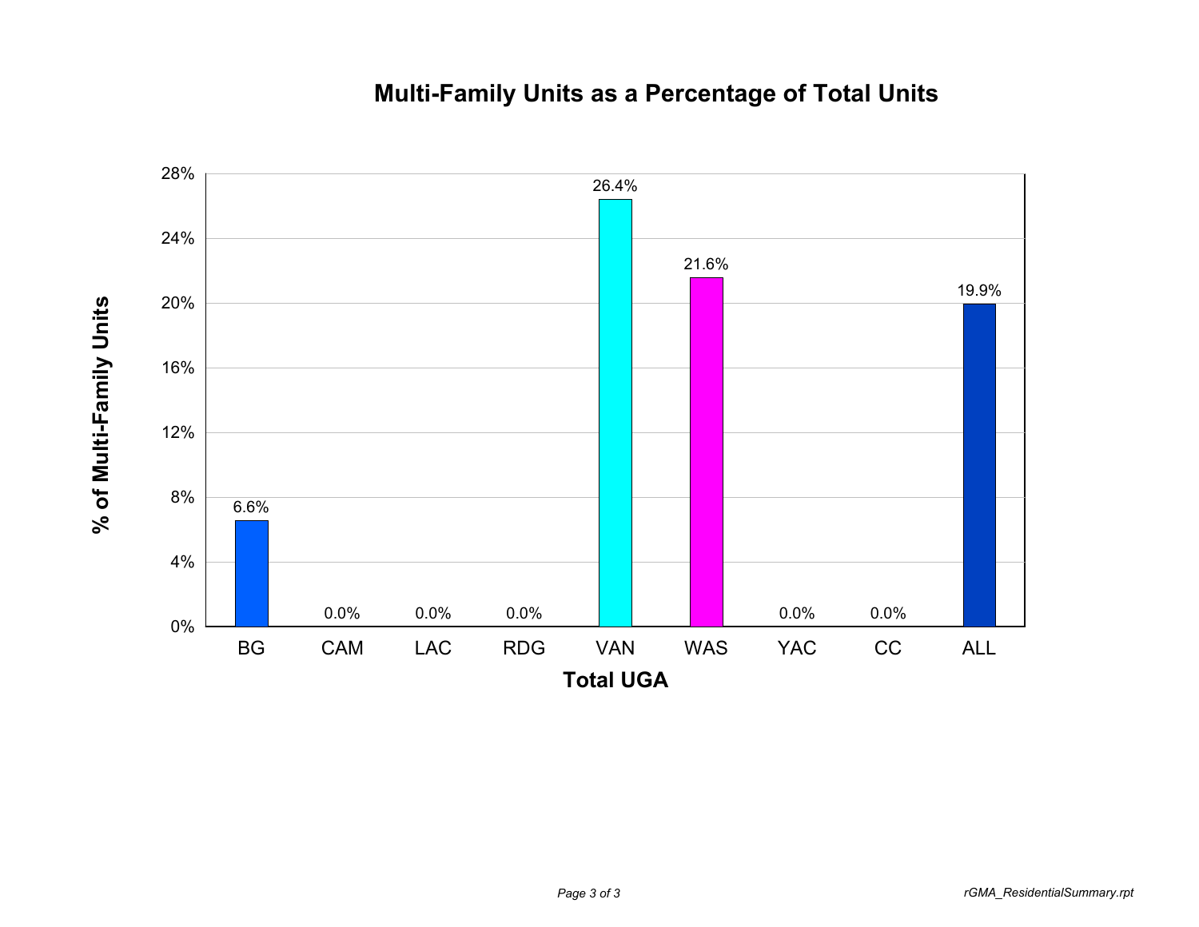# Multi-Family Units as a Percentage of Total Units

| Total UGA | % of Multi-Family Units |
|---|---|
| BG | 6.6% |
| CAM | 0.0% |
| LAC | 0.0% |
| RDG | 0.0% |
| VAN | 26.4% |
| WAS | 21.6% |
| YAC | 0.0% |
| CC | 0.0% |
| ALL | 19.9% |

rGMA_ResidentialSummary.rpt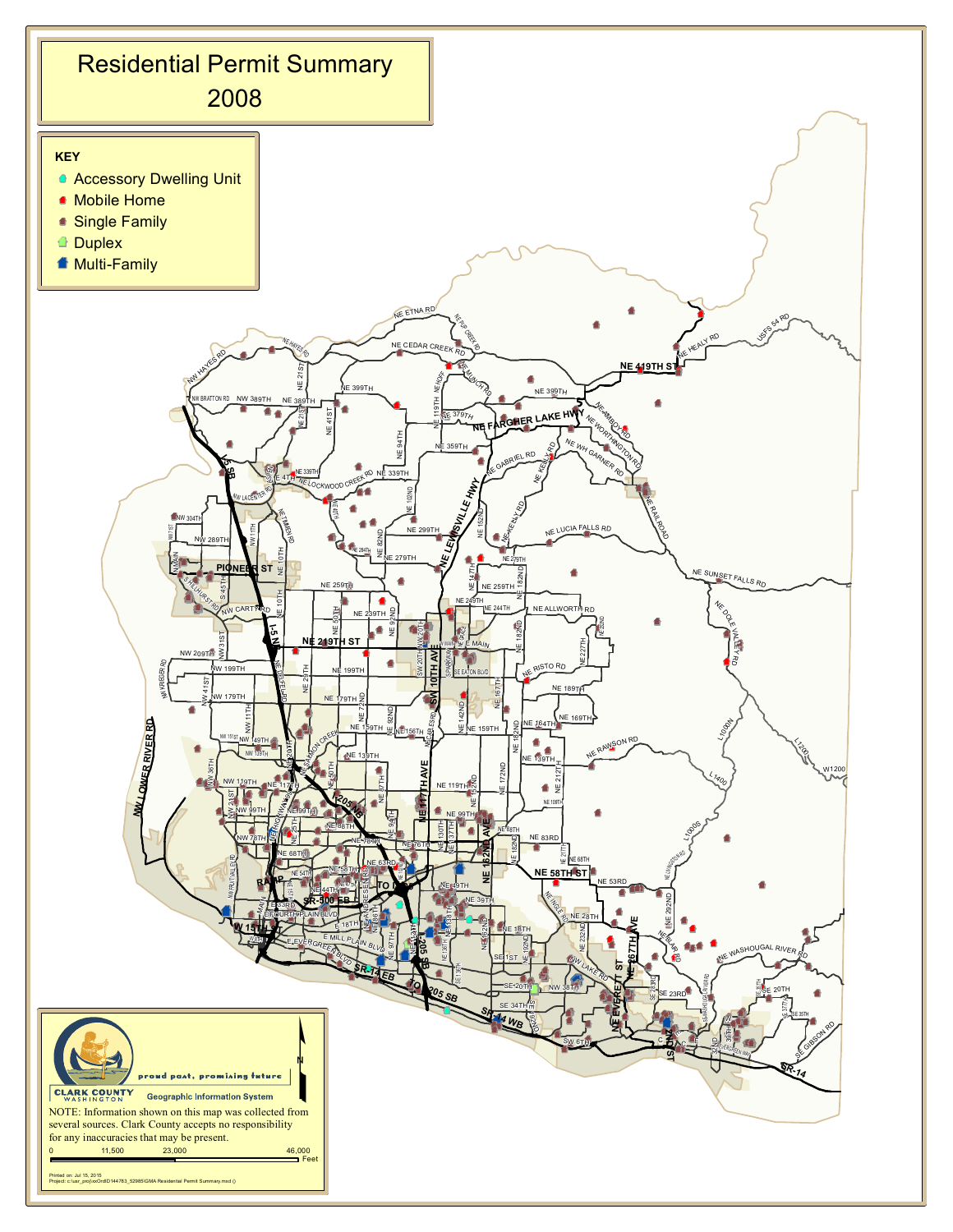# Residential Permit Summary 2008

**KEY**

- Accessory Dwelling Unit
- Mobile Home
- Single Family
- Duplex
- Multi-Family

proud past, promising future

CLARK COUNTY WASHINGTON

Geographic Information System

NOTE: Information shown on this map was collected from several sources. Clark County accepts no responsibility for any inaccuracies that may be present.

0 11,500 23,000 46,000 Feet

Printed on: Jul 15, 2015
Project: c:\usr_proj\cxOrdID144783_52985\GMA Residential Permit Summary.mxd ()